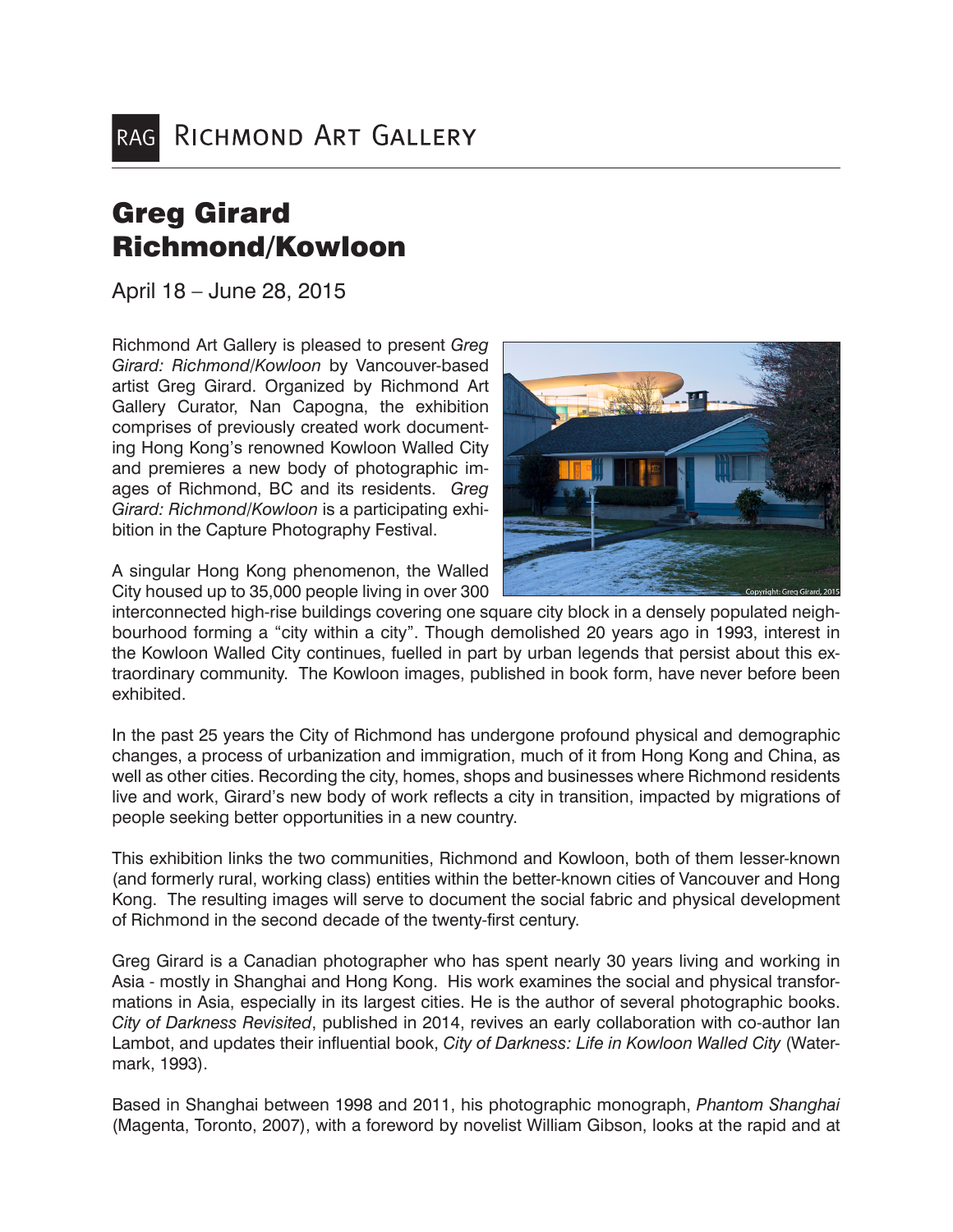RAG Richmond Art Gallery

# Greg Girard
# Richmond/Kowloon

April 18 – June 28, 2015

Richmond Art Gallery is pleased to present *Greg Girard: Richmond/Kowloon* by Vancouver-based artist Greg Girard. Organized by Richmond Art Gallery Curator, Nan Capogna, the exhibition comprises of previously created work documenting Hong Kong's renowned Kowloon Walled City and premieres a new body of photographic images of Richmond, BC and its residents. *Greg Girard: Richmond/Kowloon* is a participating exhibition in the Capture Photography Festival.

Copyright: Greg Girard, 2015

A singular Hong Kong phenomenon, the Walled City housed up to 35,000 people living in over 300 interconnected high-rise buildings covering one square city block in a densely populated neighbourhood forming a "city within a city". Though demolished 20 years ago in 1993, interest in the Kowloon Walled City continues, fuelled in part by urban legends that persist about this extraordinary community. The Kowloon images, published in book form, have never before been exhibited.

In the past 25 years the City of Richmond has undergone profound physical and demographic changes, a process of urbanization and immigration, much of it from Hong Kong and China, as well as other cities. Recording the city, homes, shops and businesses where Richmond residents live and work, Girard's new body of work reflects a city in transition, impacted by migrations of people seeking better opportunities in a new country.

This exhibition links the two communities, Richmond and Kowloon, both of them lesser-known (and formerly rural, working class) entities within the better-known cities of Vancouver and Hong Kong. The resulting images will serve to document the social fabric and physical development of Richmond in the second decade of the twenty-first century.

Greg Girard is a Canadian photographer who has spent nearly 30 years living and working in Asia - mostly in Shanghai and Hong Kong. His work examines the social and physical transformations in Asia, especially in its largest cities. He is the author of several photographic books. *City of Darkness Revisited*, published in 2014, revives an early collaboration with co-author Ian Lambot, and updates their influential book, *City of Darkness: Life in Kowloon Walled City* (Watermark, 1993).

Based in Shanghai between 1998 and 2011, his photographic monograph, *Phantom Shanghai* (Magenta, Toronto, 2007), with a foreword by novelist William Gibson, looks at the rapid and at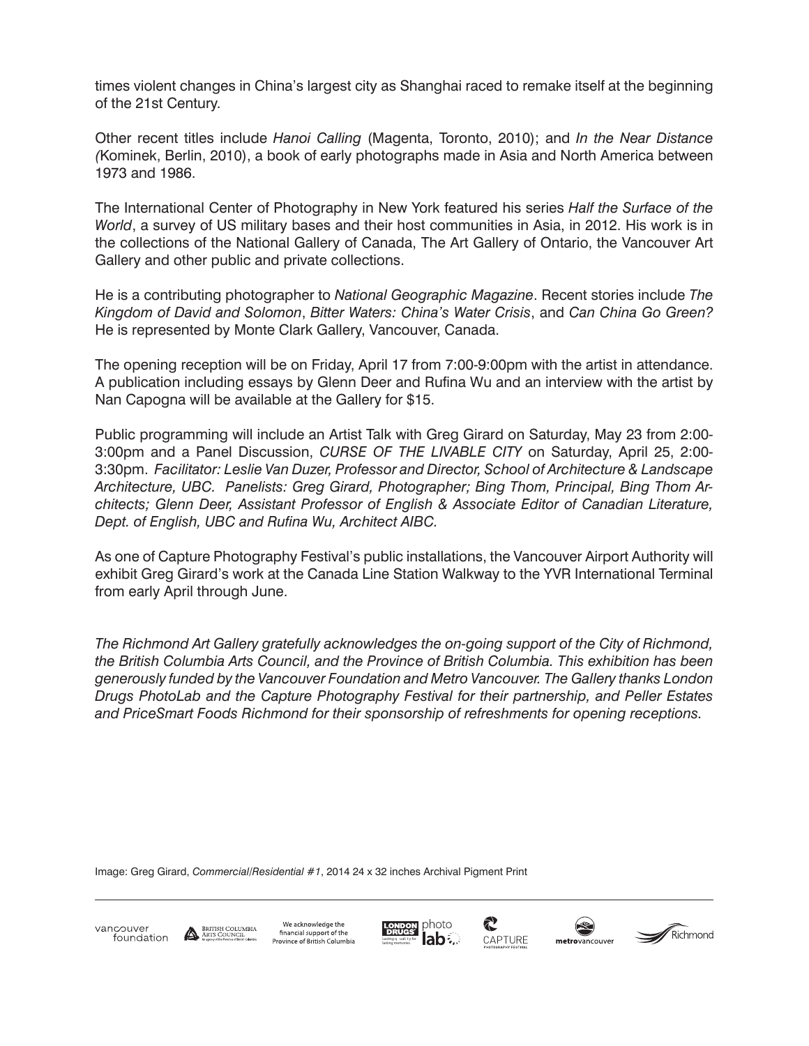times violent changes in China's largest city as Shanghai raced to remake itself at the beginning of the 21st Century.

Other recent titles include *Hanoi Calling* (Magenta, Toronto, 2010); and *In the Near Distance* (Kominek, Berlin, 2010), a book of early photographs made in Asia and North America between 1973 and 1986.

The International Center of Photography in New York featured his series *Half the Surface of the World*, a survey of US military bases and their host communities in Asia, in 2012. His work is in the collections of the National Gallery of Canada, The Art Gallery of Ontario, the Vancouver Art Gallery and other public and private collections.

He is a contributing photographer to *National Geographic Magazine*. Recent stories include *The Kingdom of David and Solomon*, *Bitter Waters: China's Water Crisis*, and *Can China Go Green?* He is represented by Monte Clark Gallery, Vancouver, Canada.

The opening reception will be on Friday, April 17 from 7:00-9:00pm with the artist in attendance. A publication including essays by Glenn Deer and Rufina Wu and an interview with the artist by Nan Capogna will be available at the Gallery for $15.

Public programming will include an Artist Talk with Greg Girard on Saturday, May 23 from 2:00-3:00pm and a Panel Discussion, *CURSE OF THE LIVABLE CITY* on Saturday, April 25, 2:00-3:30pm. *Facilitator: Leslie Van Duzer, Professor and Director, School of Architecture & Landscape Architecture, UBC. Panelists: Greg Girard, Photographer; Bing Thom, Principal, Bing Thom Architects; Glenn Deer, Assistant Professor of English & Associate Editor of Canadian Literature, Dept. of English, UBC and Rufina Wu, Architect AIBC.*

As one of Capture Photography Festival's public installations, the Vancouver Airport Authority will exhibit Greg Girard's work at the Canada Line Station Walkway to the YVR International Terminal from early April through June.

*The Richmond Art Gallery gratefully acknowledges the on-going support of the City of Richmond, the British Columbia Arts Council, and the Province of British Columbia. This exhibition has been generously funded by the Vancouver Foundation and Metro Vancouver. The Gallery thanks London Drugs PhotoLab and the Capture Photography Festival for their partnership, and Peller Estates and PriceSmart Foods Richmond for their sponsorship of refreshments for opening receptions.*

Image: Greg Girard, *Commercial/Residential #1*, 2014 24 x 32 inches Archival Pigment Print

vancouver foundation | British Columbia Arts Council | We acknowledge the financial support of the Province of British Columbia | London Drugs photo lab | Capture Photography Festival | metrovancouver | Richmond